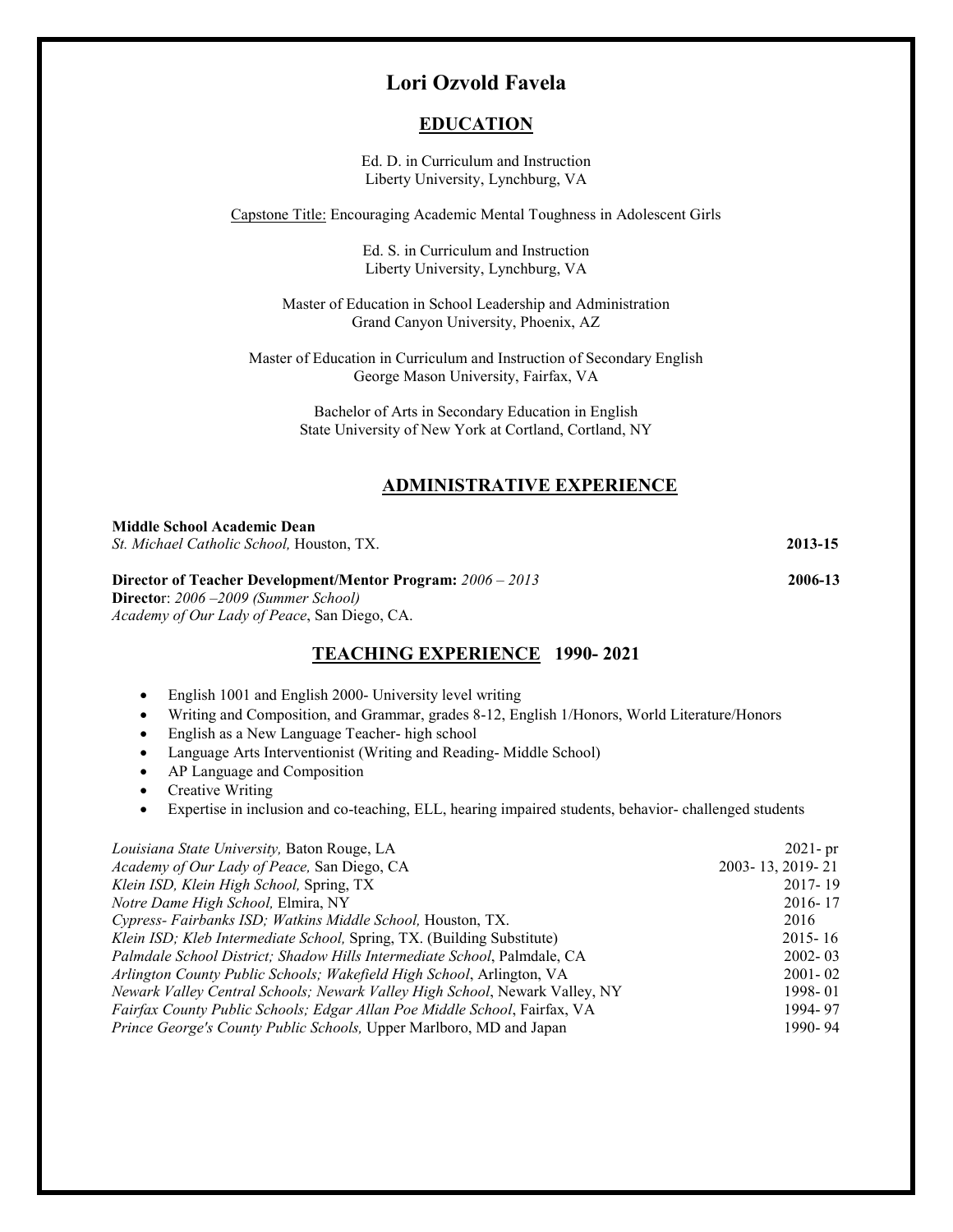# Lori Ozvold Favela

## EDUCATION

Ed. D. in Curriculum and Instruction
Liberty University, Lynchburg, VA

Capstone Title: Encouraging Academic Mental Toughness in Adolescent Girls

Ed. S. in Curriculum and Instruction
Liberty University, Lynchburg, VA

Master of Education in School Leadership and Administration
Grand Canyon University, Phoenix, AZ

Master of Education in Curriculum and Instruction of Secondary English
George Mason University, Fairfax, VA

Bachelor of Arts in Secondary Education in English
State University of New York at Cortland, Cortland, NY

## ADMINISTRATIVE EXPERIENCE

**Middle School Academic Dean** **2013-15**
*St. Michael Catholic School,* Houston, TX.

**Director of Teacher Development/Mentor Program:** *2006 – 2013* **2006-13**
**Director**: *2006 –2009 (Summer School)*
*Academy of Our Lady of Peace*, San Diego, CA.

## TEACHING EXPERIENCE 1990- 2021

- English 1001 and English 2000- University level writing
- Writing and Composition, and Grammar, grades 8-12, English 1/Honors, World Literature/Honors
- English as a New Language Teacher- high school
- Language Arts Interventionist (Writing and Reading- Middle School)
- AP Language and Composition
- Creative Writing
- Expertise in inclusion and co-teaching, ELL, hearing impaired students, behavior- challenged students

| | |
|---|---|
| *Louisiana State University,* Baton Rouge, LA | 2021- pr |
| *Academy of Our Lady of Peace,* San Diego, CA | 2003- 13, 2019- 21 |
| *Klein ISD, Klein High School,* Spring, TX | 2017- 19 |
| *Notre Dame High School,* Elmira, NY | 2016- 17 |
| *Cypress- Fairbanks ISD; Watkins Middle School,* Houston, TX. | 2016 |
| *Klein ISD; Kleb Intermediate School,* Spring, TX. (Building Substitute) | 2015- 16 |
| *Palmdale School District; Shadow Hills Intermediate School*, Palmdale, CA | 2002- 03 |
| *Arlington County Public Schools; Wakefield High School*, Arlington, VA | 2001- 02 |
| *Newark Valley Central Schools; Newark Valley High School*, Newark Valley, NY | 1998- 01 |
| *Fairfax County Public Schools; Edgar Allan Poe Middle School*, Fairfax, VA | 1994- 97 |
| *Prince George's County Public Schools,* Upper Marlboro, MD and Japan | 1990- 94 |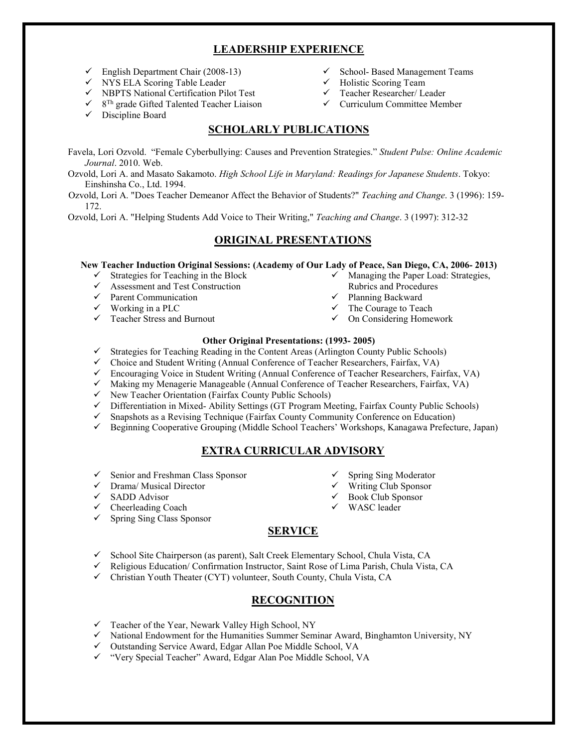## LEADERSHIP EXPERIENCE

- ✓ English Department Chair (2008-13)
- ✓ NYS ELA Scoring Table Leader
- ✓ NBPTS National Certification Pilot Test
- ✓ 8Th grade Gifted Talented Teacher Liaison
- ✓ Discipline Board
- ✓ School- Based Management Teams
- ✓ Holistic Scoring Team
- ✓ Teacher Researcher/ Leader
- ✓ Curriculum Committee Member

## SCHOLARLY PUBLICATIONS

Favela, Lori Ozvold. "Female Cyberbullying: Causes and Prevention Strategies." *Student Pulse: Online Academic Journal*. 2010. Web.

Ozvold, Lori A. and Masato Sakamoto. *High School Life in Maryland: Readings for Japanese Students*. Tokyo: Einshinsha Co., Ltd. 1994.

Ozvold, Lori A. "Does Teacher Demeanor Affect the Behavior of Students?" *Teaching and Change*. 3 (1996): 159-172.

Ozvold, Lori A. "Helping Students Add Voice to Their Writing," *Teaching and Change*. 3 (1997): 312-32

## ORIGINAL PRESENTATIONS

**New Teacher Induction Original Sessions: (Academy of Our Lady of Peace, San Diego, CA, 2006- 2013)**

- ✓ Strategies for Teaching in the Block
- ✓ Assessment and Test Construction
- ✓ Parent Communication
- ✓ Working in a PLC
- ✓ Teacher Stress and Burnout
- ✓ Managing the Paper Load: Strategies, Rubrics and Procedures
- ✓ Planning Backward
- ✓ The Courage to Teach
- ✓ On Considering Homework

**Other Original Presentations: (1993- 2005)**

- ✓ Strategies for Teaching Reading in the Content Areas (Arlington County Public Schools)
- ✓ Choice and Student Writing (Annual Conference of Teacher Researchers, Fairfax, VA)
- ✓ Encouraging Voice in Student Writing (Annual Conference of Teacher Researchers, Fairfax, VA)
- ✓ Making my Menagerie Manageable (Annual Conference of Teacher Researchers, Fairfax, VA)
- ✓ New Teacher Orientation (Fairfax County Public Schools)
- ✓ Differentiation in Mixed- Ability Settings (GT Program Meeting, Fairfax County Public Schools)
- ✓ Snapshots as a Revising Technique (Fairfax County Community Conference on Education)
- ✓ Beginning Cooperative Grouping (Middle School Teachers' Workshops, Kanagawa Prefecture, Japan)

## EXTRA CURRICULAR ADVISORY

- ✓ Senior and Freshman Class Sponsor
- ✓ Drama/ Musical Director
- ✓ SADD Advisor
- ✓ Cheerleading Coach
- ✓ Spring Sing Class Sponsor
- ✓ Spring Sing Moderator
- ✓ Writing Club Sponsor
- ✓ Book Club Sponsor
- ✓ WASC leader

## SERVICE

- ✓ School Site Chairperson (as parent), Salt Creek Elementary School, Chula Vista, CA
- ✓ Religious Education/ Confirmation Instructor, Saint Rose of Lima Parish, Chula Vista, CA
- ✓ Christian Youth Theater (CYT) volunteer, South County, Chula Vista, CA

## RECOGNITION

- ✓ Teacher of the Year, Newark Valley High School, NY
- ✓ National Endowment for the Humanities Summer Seminar Award, Binghamton University, NY
- ✓ Outstanding Service Award, Edgar Allan Poe Middle School, VA
- ✓ "Very Special Teacher" Award, Edgar Alan Poe Middle School, VA